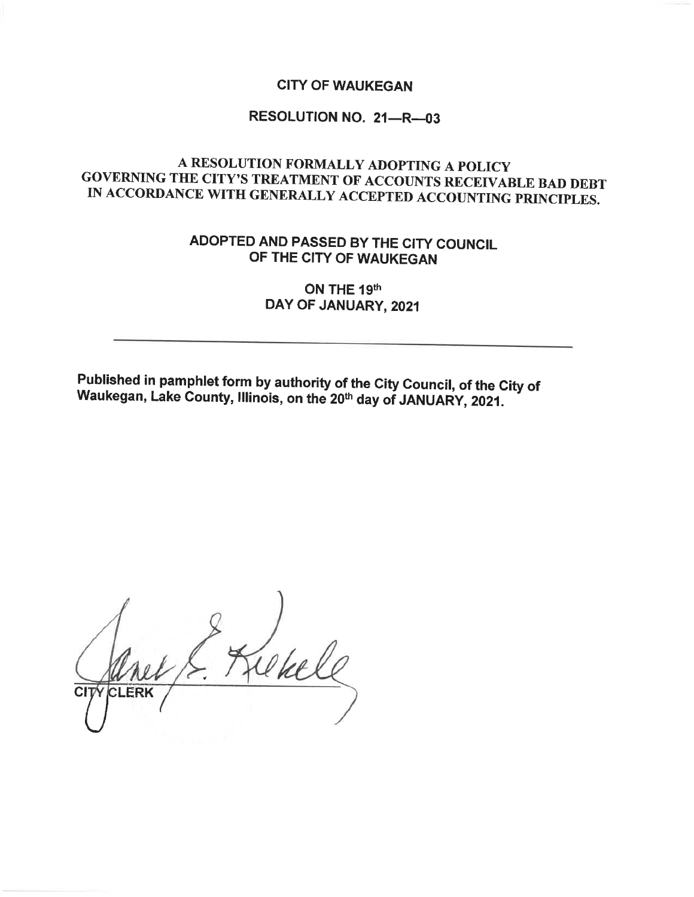# CITY OF WAUKEGAN

## RESOLUTION NO. 21—R—03

## A RESOLUTION FORMALLY ADOPTING A POLICY GOVERNING THE CITY'S TREATMENT OF ACCOUNTS RECEIVABLE BAD DEBT IN ACCORDANCE WITH GENERALLY ACCEPTED ACCOUNTING PRINCIPLES.

**ADOPTED AND PASSED BY THE CITY COUNCIL OF THE CITY OF WAUKEGAN**

**ON THE 19th DAY OF JANUARY, 2021**

---

**Published in pamphlet form by authority of the City Council, of the City of Waukegan, Lake County, Illinois, on the 20th day of JANUARY, 2021.**

Janet E. Kilkelly

CITY CLERK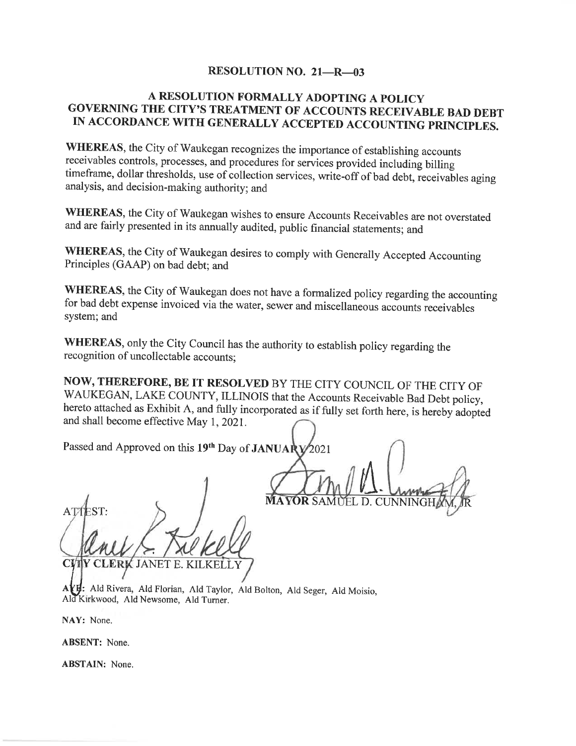# RESOLUTION NO. 21—R—03

## A RESOLUTION FORMALLY ADOPTING A POLICY GOVERNING THE CITY'S TREATMENT OF ACCOUNTS RECEIVABLE BAD DEBT IN ACCORDANCE WITH GENERALLY ACCEPTED ACCOUNTING PRINCIPLES.

**WHEREAS**, the City of Waukegan recognizes the importance of establishing accounts receivables controls, processes, and procedures for services provided including billing timeframe, dollar thresholds, use of collection services, write-off of bad debt, receivables aging analysis, and decision-making authority; and

**WHEREAS**, the City of Waukegan wishes to ensure Accounts Receivables are not overstated and are fairly presented in its annually audited, public financial statements; and

**WHEREAS**, the City of Waukegan desires to comply with Generally Accepted Accounting Principles (GAAP) on bad debt; and

**WHEREAS**, the City of Waukegan does not have a formalized policy regarding the accounting for bad debt expense invoiced via the water, sewer and miscellaneous accounts receivables system; and

**WHEREAS**, only the City Council has the authority to establish policy regarding the recognition of uncollectable accounts;

**NOW, THEREFORE, BE IT RESOLVED** BY THE CITY COUNCIL OF THE CITY OF WAUKEGAN, LAKE COUNTY, ILLINOIS that the Accounts Receivable Bad Debt policy, hereto attached as Exhibit A, and fully incorporated as if fully set forth here, is hereby adopted and shall become effective May 1, 2021.

Passed and Approved on this 19th Day of **JANUARY** 2021

MAYOR SAMUEL D. CUNNINGHAM, JR

ATTEST:

CITY CLERK JANET E. KILKELLY

**AYE:** Ald Rivera, Ald Florian, Ald Taylor, Ald Bolton, Ald Seger, Ald Moisio, Ald Kirkwood, Ald Newsome, Ald Turner.

**NAY:** None.

**ABSENT:** None.

**ABSTAIN:** None.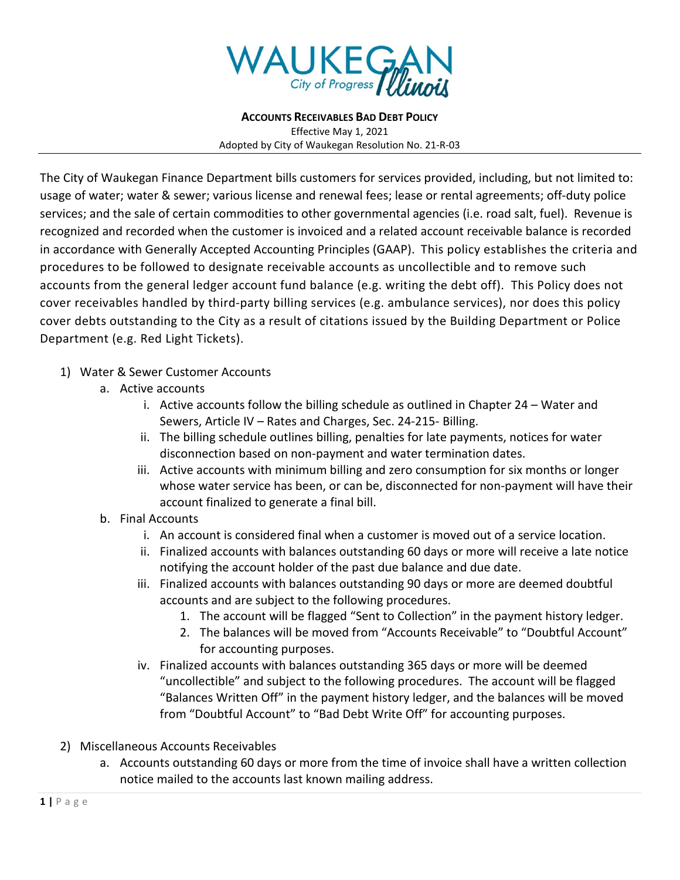**WAUKEGAN**
City of Progress *Illinois*

**ACCOUNTS RECEIVABLES BAD DEBT POLICY**
Effective May 1, 2021
Adopted by City of Waukegan Resolution No. 21-R-03

---

The City of Waukegan Finance Department bills customers for services provided, including, but not limited to: usage of water; water & sewer; various license and renewal fees; lease or rental agreements; off-duty police services; and the sale of certain commodities to other governmental agencies (i.e. road salt, fuel). Revenue is recognized and recorded when the customer is invoiced and a related account receivable balance is recorded in accordance with Generally Accepted Accounting Principles (GAAP). This policy establishes the criteria and procedures to be followed to designate receivable accounts as uncollectible and to remove such accounts from the general ledger account fund balance (e.g. writing the debt off). This Policy does not cover receivables handled by third-party billing services (e.g. ambulance services), nor does this policy cover debts outstanding to the City as a result of citations issued by the Building Department or Police Department (e.g. Red Light Tickets).

1) Water & Sewer Customer Accounts
   a. Active accounts
      i. Active accounts follow the billing schedule as outlined in Chapter 24 – Water and Sewers, Article IV – Rates and Charges, Sec. 24-215- Billing.
      ii. The billing schedule outlines billing, penalties for late payments, notices for water disconnection based on non-payment and water termination dates.
      iii. Active accounts with minimum billing and zero consumption for six months or longer whose water service has been, or can be, disconnected for non-payment will have their account finalized to generate a final bill.
   b. Final Accounts
      i. An account is considered final when a customer is moved out of a service location.
      ii. Finalized accounts with balances outstanding 60 days or more will receive a late notice notifying the account holder of the past due balance and due date.
      iii. Finalized accounts with balances outstanding 90 days or more are deemed doubtful accounts and are subject to the following procedures.
         1. The account will be flagged "Sent to Collection" in the payment history ledger.
         2. The balances will be moved from "Accounts Receivable" to "Doubtful Account" for accounting purposes.
      iv. Finalized accounts with balances outstanding 365 days or more will be deemed "uncollectible" and subject to the following procedures. The account will be flagged "Balances Written Off" in the payment history ledger, and the balances will be moved from "Doubtful Account" to "Bad Debt Write Off" for accounting purposes.

2) Miscellaneous Accounts Receivables
   a. Accounts outstanding 60 days or more from the time of invoice shall have a written collection notice mailed to the accounts last known mailing address.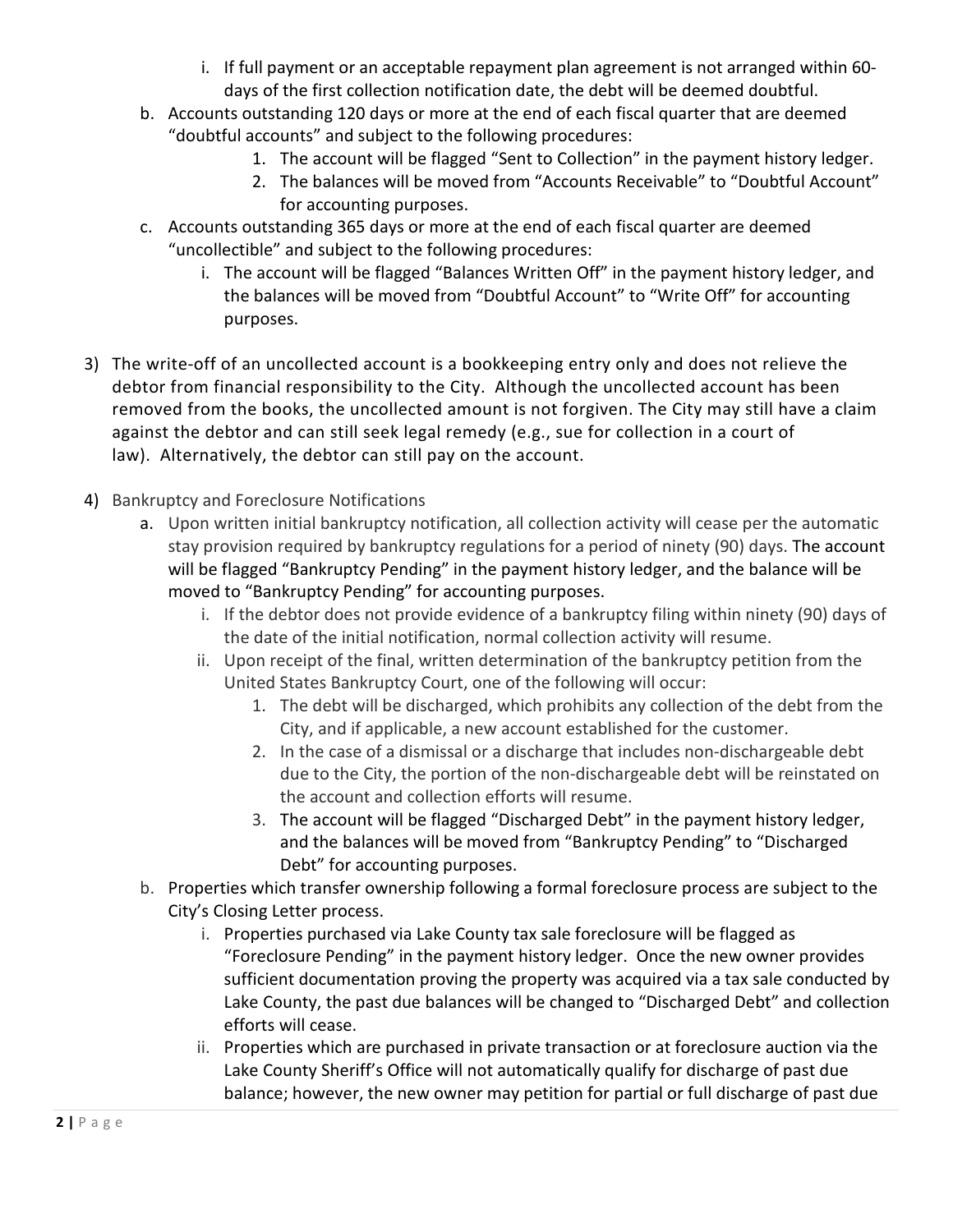i. If full payment or an acceptable repayment plan agreement is not arranged within 60-days of the first collection notification date, the debt will be deemed doubtful.

b. Accounts outstanding 120 days or more at the end of each fiscal quarter that are deemed "doubtful accounts" and subject to the following procedures:
   1. The account will be flagged "Sent to Collection" in the payment history ledger.
   2. The balances will be moved from "Accounts Receivable" to "Doubtful Account" for accounting purposes.

c. Accounts outstanding 365 days or more at the end of each fiscal quarter are deemed "uncollectible" and subject to the following procedures:
   i. The account will be flagged "Balances Written Off" in the payment history ledger, and the balances will be moved from "Doubtful Account" to "Write Off" for accounting purposes.

3) The write-off of an uncollected account is a bookkeeping entry only and does not relieve the debtor from financial responsibility to the City. Although the uncollected account has been removed from the books, the uncollected amount is not forgiven. The City may still have a claim against the debtor and can still seek legal remedy (e.g., sue for collection in a court of law). Alternatively, the debtor can still pay on the account.

4) Bankruptcy and Foreclosure Notifications
   a. Upon written initial bankruptcy notification, all collection activity will cease per the automatic stay provision required by bankruptcy regulations for a period of ninety (90) days. The account will be flagged "Bankruptcy Pending" in the payment history ledger, and the balance will be moved to "Bankruptcy Pending" for accounting purposes.
      i. If the debtor does not provide evidence of a bankruptcy filing within ninety (90) days of the date of the initial notification, normal collection activity will resume.
      ii. Upon receipt of the final, written determination of the bankruptcy petition from the United States Bankruptcy Court, one of the following will occur:
         1. The debt will be discharged, which prohibits any collection of the debt from the City, and if applicable, a new account established for the customer.
         2. In the case of a dismissal or a discharge that includes non-dischargeable debt due to the City, the portion of the non-dischargeable debt will be reinstated on the account and collection efforts will resume.
         3. The account will be flagged "Discharged Debt" in the payment history ledger, and the balances will be moved from "Bankruptcy Pending" to "Discharged Debt" for accounting purposes.
   b. Properties which transfer ownership following a formal foreclosure process are subject to the City's Closing Letter process.
      i. Properties purchased via Lake County tax sale foreclosure will be flagged as "Foreclosure Pending" in the payment history ledger. Once the new owner provides sufficient documentation proving the property was acquired via a tax sale conducted by Lake County, the past due balances will be changed to "Discharged Debt" and collection efforts will cease.
      ii. Properties which are purchased in private transaction or at foreclosure auction via the Lake County Sheriff's Office will not automatically qualify for discharge of past due balance; however, the new owner may petition for partial or full discharge of past due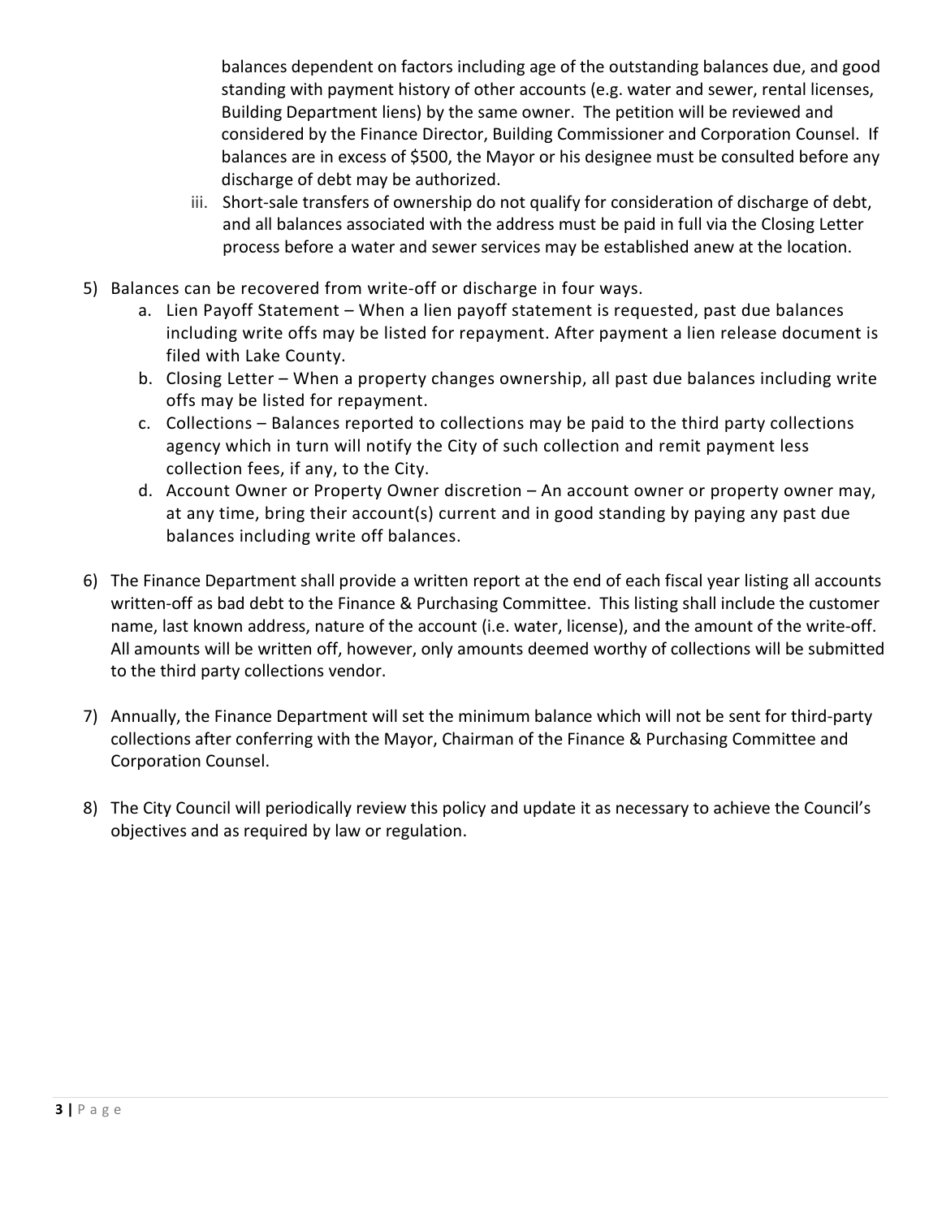balances dependent on factors including age of the outstanding balances due, and good standing with payment history of other accounts (e.g. water and sewer, rental licenses, Building Department liens) by the same owner. The petition will be reviewed and considered by the Finance Director, Building Commissioner and Corporation Counsel. If balances are in excess of $500, the Mayor or his designee must be consulted before any discharge of debt may be authorized.

iii. Short-sale transfers of ownership do not qualify for consideration of discharge of debt, and all balances associated with the address must be paid in full via the Closing Letter process before a water and sewer services may be established anew at the location.

5) Balances can be recovered from write-off or discharge in four ways.
   a. Lien Payoff Statement – When a lien payoff statement is requested, past due balances including write offs may be listed for repayment. After payment a lien release document is filed with Lake County.
   b. Closing Letter – When a property changes ownership, all past due balances including write offs may be listed for repayment.
   c. Collections – Balances reported to collections may be paid to the third party collections agency which in turn will notify the City of such collection and remit payment less collection fees, if any, to the City.
   d. Account Owner or Property Owner discretion – An account owner or property owner may, at any time, bring their account(s) current and in good standing by paying any past due balances including write off balances.

6) The Finance Department shall provide a written report at the end of each fiscal year listing all accounts written-off as bad debt to the Finance & Purchasing Committee. This listing shall include the customer name, last known address, nature of the account (i.e. water, license), and the amount of the write-off. All amounts will be written off, however, only amounts deemed worthy of collections will be submitted to the third party collections vendor.

7) Annually, the Finance Department will set the minimum balance which will not be sent for third-party collections after conferring with the Mayor, Chairman of the Finance & Purchasing Committee and Corporation Counsel.

8) The City Council will periodically review this policy and update it as necessary to achieve the Council's objectives and as required by law or regulation.